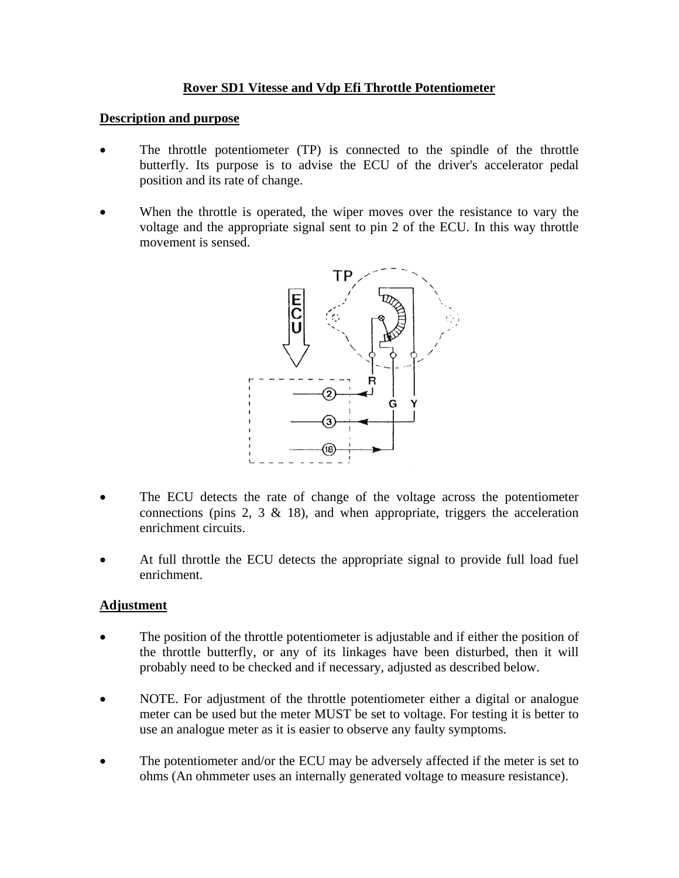# Rover SD1 Vitesse and Vdp Efi Throttle Potentiometer

## Description and purpose

- The throttle potentiometer (TP) is connected to the spindle of the throttle butterfly. Its purpose is to advise the ECU of the driver's accelerator pedal position and its rate of change.
- When the throttle is operated, the wiper moves over the resistance to vary the voltage and the appropriate signal sent to pin 2 of the ECU. In this way throttle movement is sensed.
- The ECU detects the rate of change of the voltage across the potentiometer connections (pins 2, 3 & 18), and when appropriate, triggers the acceleration enrichment circuits.
- At full throttle the ECU detects the appropriate signal to provide full load fuel enrichment.

## Adjustment

- The position of the throttle potentiometer is adjustable and if either the position of the throttle butterfly, or any of its linkages have been disturbed, then it will probably need to be checked and if necessary, adjusted as described below.
- NOTE. For adjustment of the throttle potentiometer either a digital or analogue meter can be used but the meter MUST be set to voltage. For testing it is better to use an analogue meter as it is easier to observe any faulty symptoms.
- The potentiometer and/or the ECU may be adversely affected if the meter is set to ohms (An ohmmeter uses an internally generated voltage to measure resistance).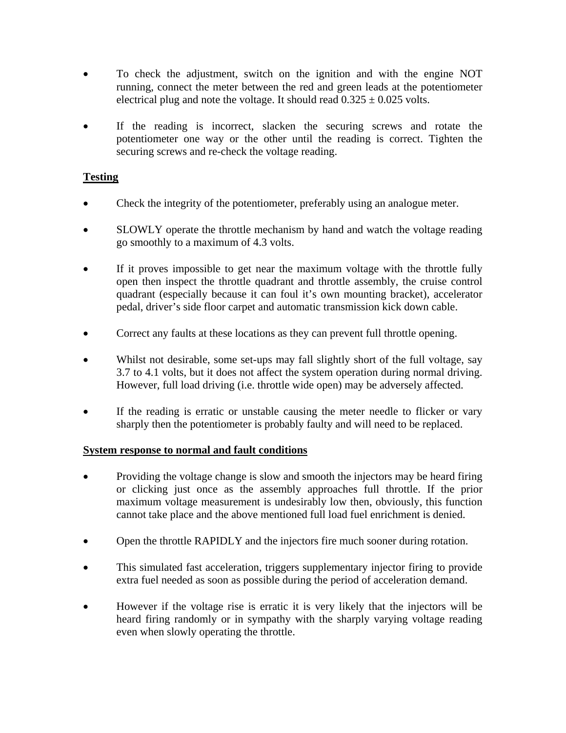- To check the adjustment, switch on the ignition and with the engine NOT running, connect the meter between the red and green leads at the potentiometer electrical plug and note the voltage. It should read $0.325 \pm 0.025$ volts.

- If the reading is incorrect, slacken the securing screws and rotate the potentiometer one way or the other until the reading is correct. Tighten the securing screws and re-check the voltage reading.

## Testing

- Check the integrity of the potentiometer, preferably using an analogue meter.

- SLOWLY operate the throttle mechanism by hand and watch the voltage reading go smoothly to a maximum of 4.3 volts.

- If it proves impossible to get near the maximum voltage with the throttle fully open then inspect the throttle quadrant and throttle assembly, the cruise control quadrant (especially because it can foul it's own mounting bracket), accelerator pedal, driver's side floor carpet and automatic transmission kick down cable.

- Correct any faults at these locations as they can prevent full throttle opening.

- Whilst not desirable, some set-ups may fall slightly short of the full voltage, say 3.7 to 4.1 volts, but it does not affect the system operation during normal driving. However, full load driving (i.e. throttle wide open) may be adversely affected.

- If the reading is erratic or unstable causing the meter needle to flicker or vary sharply then the potentiometer is probably faulty and will need to be replaced.

## System response to normal and fault conditions

- Providing the voltage change is slow and smooth the injectors may be heard firing or clicking just once as the assembly approaches full throttle. If the prior maximum voltage measurement is undesirably low then, obviously, this function cannot take place and the above mentioned full load fuel enrichment is denied.

- Open the throttle RAPIDLY and the injectors fire much sooner during rotation.

- This simulated fast acceleration, triggers supplementary injector firing to provide extra fuel needed as soon as possible during the period of acceleration demand.

- However if the voltage rise is erratic it is very likely that the injectors will be heard firing randomly or in sympathy with the sharply varying voltage reading even when slowly operating the throttle.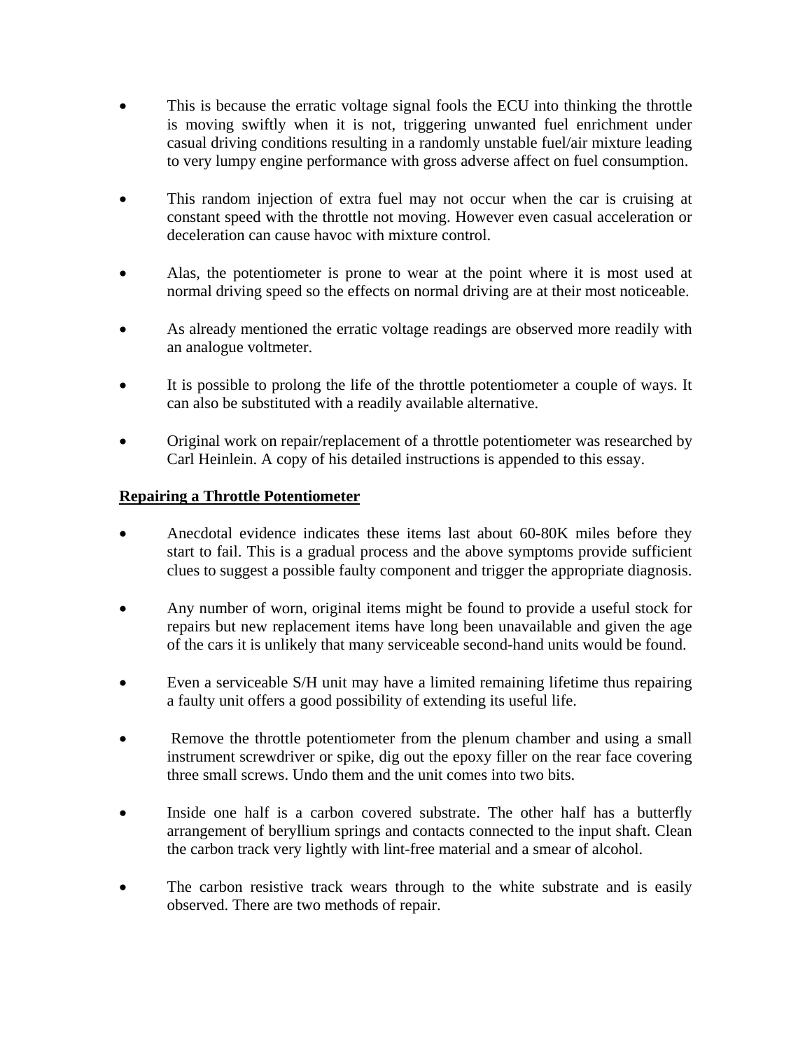- This is because the erratic voltage signal fools the ECU into thinking the throttle is moving swiftly when it is not, triggering unwanted fuel enrichment under casual driving conditions resulting in a randomly unstable fuel/air mixture leading to very lumpy engine performance with gross adverse affect on fuel consumption.

- This random injection of extra fuel may not occur when the car is cruising at constant speed with the throttle not moving. However even casual acceleration or deceleration can cause havoc with mixture control.

- Alas, the potentiometer is prone to wear at the point where it is most used at normal driving speed so the effects on normal driving are at their most noticeable.

- As already mentioned the erratic voltage readings are observed more readily with an analogue voltmeter.

- It is possible to prolong the life of the throttle potentiometer a couple of ways. It can also be substituted with a readily available alternative.

- Original work on repair/replacement of a throttle potentiometer was researched by Carl Heinlein. A copy of his detailed instructions is appended to this essay.

**Repairing a Throttle Potentiometer**

- Anecdotal evidence indicates these items last about 60-80K miles before they start to fail. This is a gradual process and the above symptoms provide sufficient clues to suggest a possible faulty component and trigger the appropriate diagnosis.

- Any number of worn, original items might be found to provide a useful stock for repairs but new replacement items have long been unavailable and given the age of the cars it is unlikely that many serviceable second-hand units would be found.

- Even a serviceable S/H unit may have a limited remaining lifetime thus repairing a faulty unit offers a good possibility of extending its useful life.

- Remove the throttle potentiometer from the plenum chamber and using a small instrument screwdriver or spike, dig out the epoxy filler on the rear face covering three small screws. Undo them and the unit comes into two bits.

- Inside one half is a carbon covered substrate. The other half has a butterfly arrangement of beryllium springs and contacts connected to the input shaft. Clean the carbon track very lightly with lint-free material and a smear of alcohol.

- The carbon resistive track wears through to the white substrate and is easily observed. There are two methods of repair.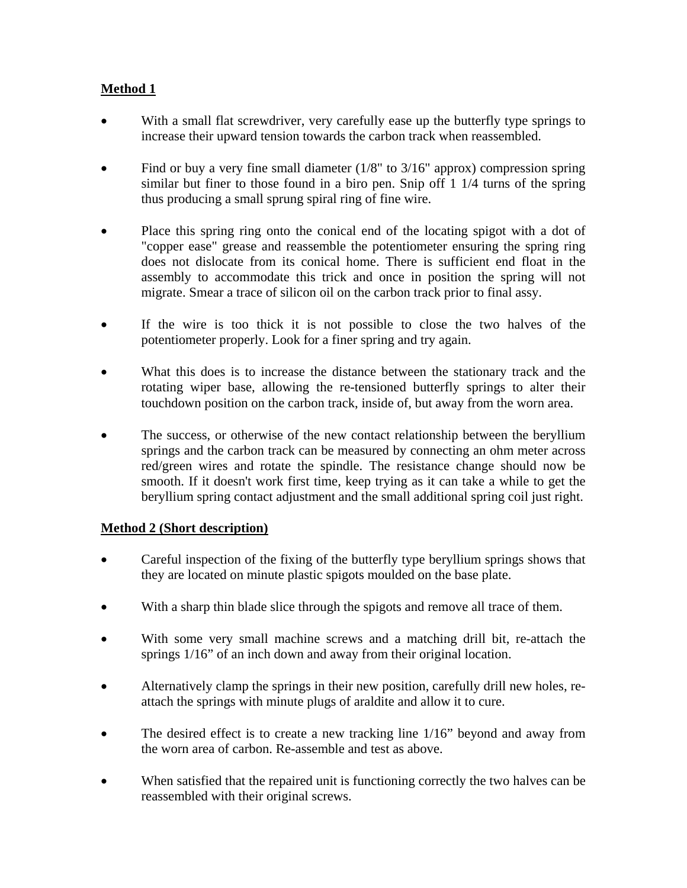**Method 1**

- With a small flat screwdriver, very carefully ease up the butterfly type springs to increase their upward tension towards the carbon track when reassembled.

- Find or buy a very fine small diameter (1/8" to 3/16" approx) compression spring similar but finer to those found in a biro pen. Snip off 1 1/4 turns of the spring thus producing a small sprung spiral ring of fine wire.

- Place this spring ring onto the conical end of the locating spigot with a dot of "copper ease" grease and reassemble the potentiometer ensuring the spring ring does not dislocate from its conical home. There is sufficient end float in the assembly to accommodate this trick and once in position the spring will not migrate. Smear a trace of silicon oil on the carbon track prior to final assy.

- If the wire is too thick it is not possible to close the two halves of the potentiometer properly. Look for a finer spring and try again.

- What this does is to increase the distance between the stationary track and the rotating wiper base, allowing the re-tensioned butterfly springs to alter their touchdown position on the carbon track, inside of, but away from the worn area.

- The success, or otherwise of the new contact relationship between the beryllium springs and the carbon track can be measured by connecting an ohm meter across red/green wires and rotate the spindle. The resistance change should now be smooth. If it doesn't work first time, keep trying as it can take a while to get the beryllium spring contact adjustment and the small additional spring coil just right.

**Method 2 (Short description)**

- Careful inspection of the fixing of the butterfly type beryllium springs shows that they are located on minute plastic spigots moulded on the base plate.

- With a sharp thin blade slice through the spigots and remove all trace of them.

- With some very small machine screws and a matching drill bit, re-attach the springs 1/16" of an inch down and away from their original location.

- Alternatively clamp the springs in their new position, carefully drill new holes, re-attach the springs with minute plugs of araldite and allow it to cure.

- The desired effect is to create a new tracking line 1/16" beyond and away from the worn area of carbon. Re-assemble and test as above.

- When satisfied that the repaired unit is functioning correctly the two halves can be reassembled with their original screws.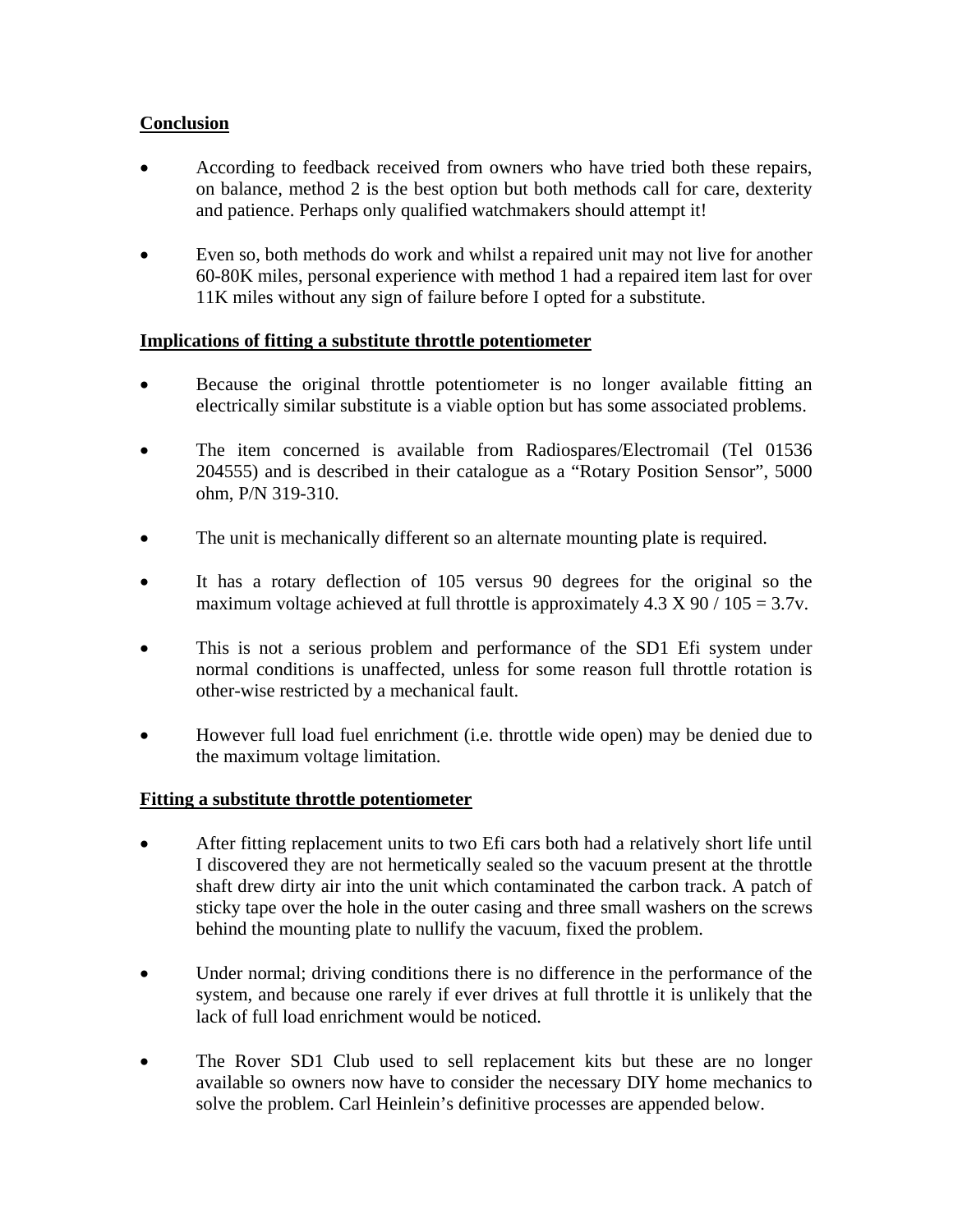## Conclusion

- According to feedback received from owners who have tried both these repairs, on balance, method 2 is the best option but both methods call for care, dexterity and patience. Perhaps only qualified watchmakers should attempt it!
- Even so, both methods do work and whilst a repaired unit may not live for another 60-80K miles, personal experience with method 1 had a repaired item last for over 11K miles without any sign of failure before I opted for a substitute.

## Implications of fitting a substitute throttle potentiometer

- Because the original throttle potentiometer is no longer available fitting an electrically similar substitute is a viable option but has some associated problems.
- The item concerned is available from Radiospares/Electromail (Tel 01536 204555) and is described in their catalogue as a "Rotary Position Sensor", 5000 ohm, P/N 319-310.
- The unit is mechanically different so an alternate mounting plate is required.
- It has a rotary deflection of 105 versus 90 degrees for the original so the maximum voltage achieved at full throttle is approximately 4.3 X 90 / 105 = 3.7v.
- This is not a serious problem and performance of the SD1 Efi system under normal conditions is unaffected, unless for some reason full throttle rotation is other-wise restricted by a mechanical fault.
- However full load fuel enrichment (i.e. throttle wide open) may be denied due to the maximum voltage limitation.

## Fitting a substitute throttle potentiometer

- After fitting replacement units to two Efi cars both had a relatively short life until I discovered they are not hermetically sealed so the vacuum present at the throttle shaft drew dirty air into the unit which contaminated the carbon track. A patch of sticky tape over the hole in the outer casing and three small washers on the screws behind the mounting plate to nullify the vacuum, fixed the problem.
- Under normal; driving conditions there is no difference in the performance of the system, and because one rarely if ever drives at full throttle it is unlikely that the lack of full load enrichment would be noticed.
- The Rover SD1 Club used to sell replacement kits but these are no longer available so owners now have to consider the necessary DIY home mechanics to solve the problem. Carl Heinlein's definitive processes are appended below.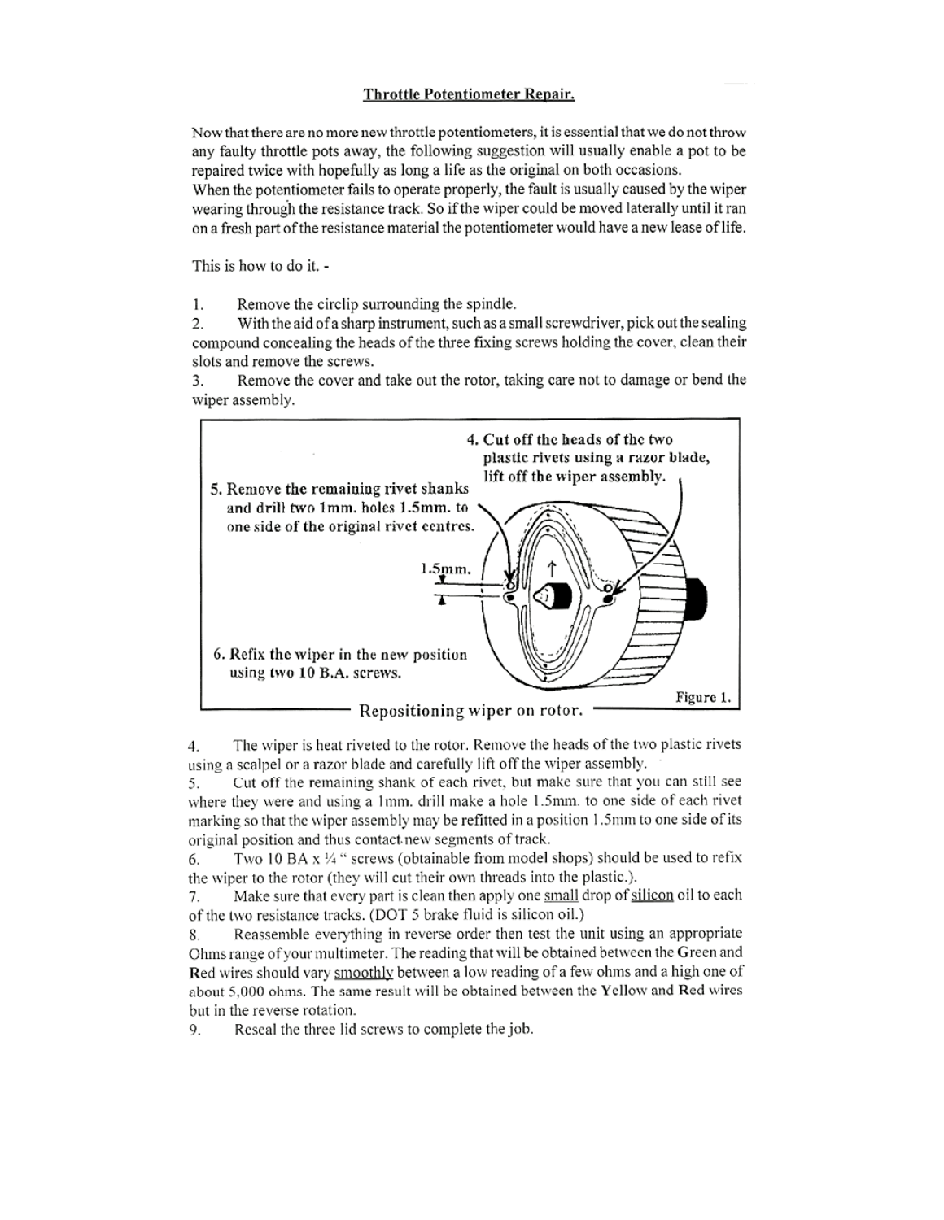## Throttle Potentiometer Repair.

Now that there are no more new throttle potentiometers, it is essential that we do not throw any faulty throttle pots away, the following suggestion will usually enable a pot to be repaired twice with hopefully as long a life as the original on both occasions.
When the potentiometer fails to operate properly, the fault is usually caused by the wiper wearing through the resistance track. So if the wiper could be moved laterally until it ran on a fresh part of the resistance material the potentiometer would have a new lease of life.

This is how to do it. -

1. Remove the circlip surrounding the spindle.
2. With the aid of a sharp instrument, such as a small screwdriver, pick out the sealing compound concealing the heads of the three fixing screws holding the cover, clean their slots and remove the screws.
3. Remove the cover and take out the rotor, taking care not to damage or bend the wiper assembly.

4. Cut off the heads of the two plastic rivets using a razor blade, lift off the wiper assembly.

5. Remove the remaining rivet shanks and drill two 1mm. holes 1.5mm. to one side of the original rivet centres.

1.5mm.

6. Refix the wiper in the new position using two 10 B.A. screws.

Repositioning wiper on rotor. Figure 1.

4. The wiper is heat riveted to the rotor. Remove the heads of the two plastic rivets using a scalpel or a razor blade and carefully lift off the wiper assembly.
5. Cut off the remaining shank of each rivet, but make sure that you can still see where they were and using a 1mm. drill make a hole 1.5mm. to one side of each rivet marking so that the wiper assembly may be refitted in a position 1.5mm to one side of its original position and thus contact new segments of track.
6. Two 10 BA x ¼ " screws (obtainable from model shops) should be used to refix the wiper to the rotor (they will cut their own threads into the plastic.).
7. Make sure that every part is clean then apply one <u>small</u> drop of <u>silicon</u> oil to each of the two resistance tracks. (DOT 5 brake fluid is silicon oil.)
8. Reassemble everything in reverse order then test the unit using an appropriate Ohms range of your multimeter. The reading that will be obtained between the Green and Red wires should vary <u>smoothly</u> between a low reading of a few ohms and a high one of about 5,000 ohms. The same result will be obtained between the Yellow and Red wires but in the reverse rotation.
9. Reseal the three lid screws to complete the job.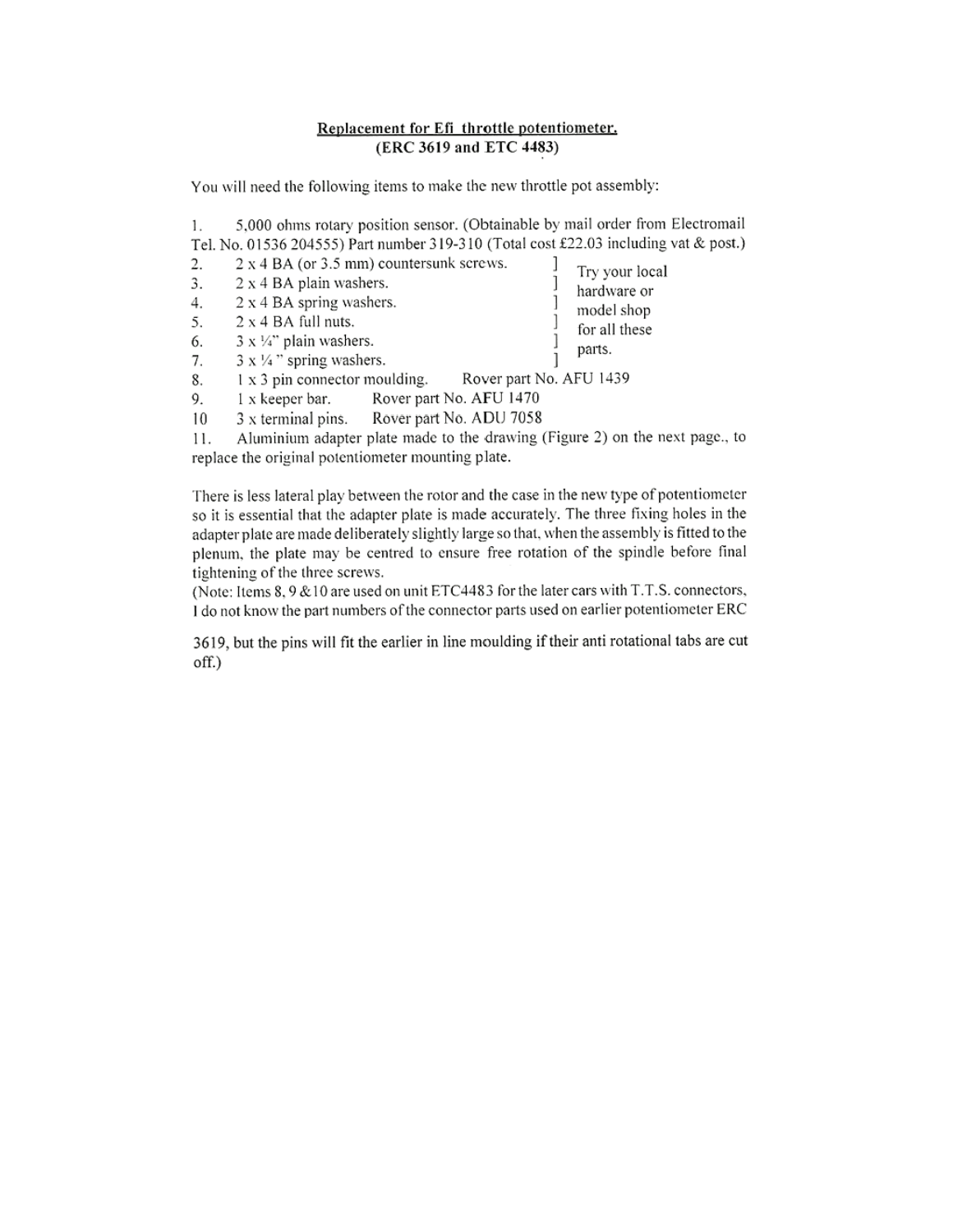## Replacement for Efi throttle potentiometer.
### (ERC 3619 and ETC 4483)

You will need the following items to make the new throttle pot assembly:

1. 5,000 ohms rotary position sensor. (Obtainable by mail order from Electromail Tel. No. 01536 204555) Part number 319-310 (Total cost £22.03 including vat & post.)
2. 2 x 4 BA (or 3.5 mm) countersunk screws. ]
3. 2 x 4 BA plain washers. ]
4. 2 x 4 BA spring washers. ]
5. 2 x 4 BA full nuts. ]
6. 3 x ¼" plain washers. ]
7. 3 x ¼" spring washers. ]

   (Items 2–7: Try your local hardware or model shop for all these parts.)
8. 1 x 3 pin connector moulding. Rover part No. AFU 1439
9. 1 x keeper bar. Rover part No. AFU 1470
10. 3 x terminal pins. Rover part No. ADU 7058
11. Aluminium adapter plate made to the drawing (Figure 2) on the next page., to replace the original potentiometer mounting plate.

There is less lateral play between the rotor and the case in the new type of potentiometer so it is essential that the adapter plate is made accurately. The three fixing holes in the adapter plate are made deliberately slightly large so that, when the assembly is fitted to the plenum, the plate may be centred to ensure free rotation of the spindle before final tightening of the three screws.

(Note: Items 8, 9 &10 are used on unit ETC4483 for the later cars with T.T.S. connectors, I do not know the part numbers of the connector parts used on earlier potentiometer ERC 3619, but the pins will fit the earlier in line moulding if their anti rotational tabs are cut off.)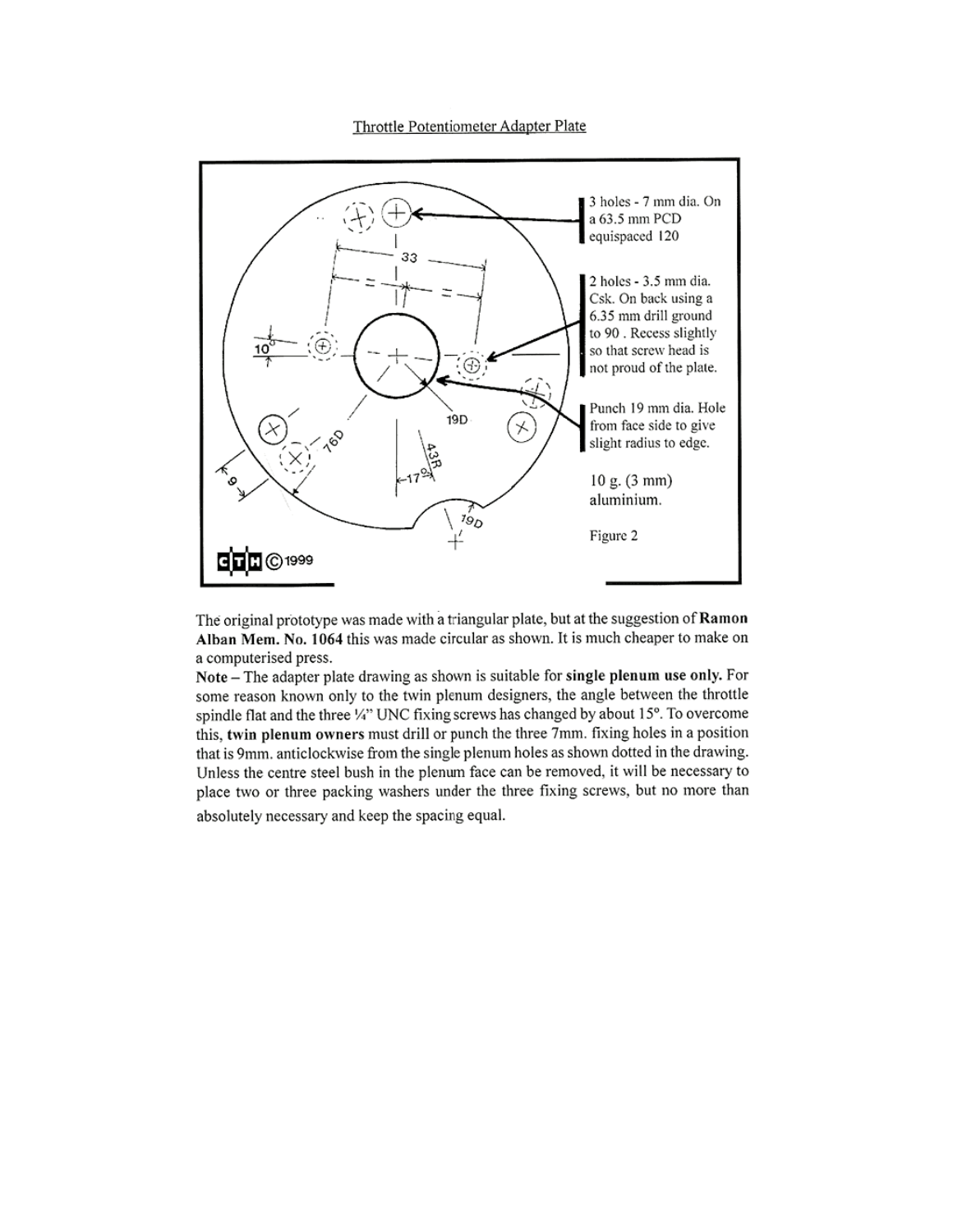## Throttle Potentiometer Adapter Plate

3 holes - 7 mm dia. On a 63.5 mm PCD equispaced 120

2 holes - 3.5 mm dia. Csk. On back using a 6.35 mm drill ground to 90 . Recess slightly so that screw head is not proud of the plate.

Punch 19 mm dia. Hole from face side to give slight radius to edge.

10 g. (3 mm) aluminium.

33

10°

19D

76D

43R

17°

9

19D

CTH ©1999

Figure 2

The original prototype was made with a triangular plate, but at the suggestion of **Ramon Alban Mem. No. 1064** this was made circular as shown. It is much cheaper to make on a computerised press.

**Note** – The adapter plate drawing as shown is suitable for **single plenum use only.** For some reason known only to the twin plenum designers, the angle between the throttle spindle flat and the three ¼" UNC fixing screws has changed by about 15°. To overcome this, **twin plenum owners** must drill or punch the three 7mm. fixing holes in a position that is 9mm. anticlockwise from the single plenum holes as shown dotted in the drawing. Unless the centre steel bush in the plenum face can be removed, it will be necessary to place two or three packing washers under the three fixing screws, but no more than absolutely necessary and keep the spacing equal.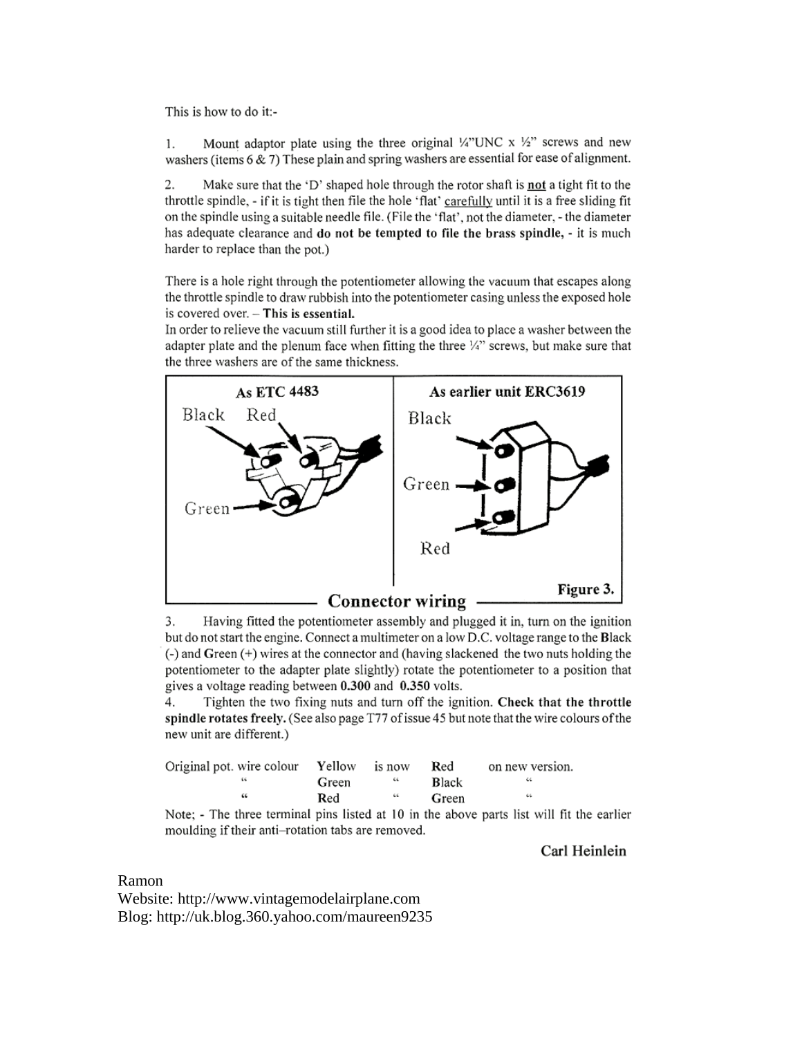This is how to do it:-

1. Mount adaptor plate using the three original ¼"UNC x ½" screws and new washers (items 6 & 7) These plain and spring washers are essential for ease of alignment.

2. Make sure that the 'D' shaped hole through the rotor shaft is **not** a tight fit to the throttle spindle, - if it is tight then file the hole 'flat' carefully until it is a free sliding fit on the spindle using a suitable needle file. (File the 'flat', not the diameter, - the diameter has adequate clearance and **do not be tempted to file the brass spindle,** - it is much harder to replace than the pot.)

There is a hole right through the potentiometer allowing the vacuum that escapes along the throttle spindle to draw rubbish into the potentiometer casing unless the exposed hole is covered over. – **This is essential.**
In order to relieve the vacuum still further it is a good idea to place a washer between the adapter plate and the plenum face when fitting the three ¼" screws, but make sure that the three washers are of the same thickness.

**As ETC 4483**

Black
Red
Green

**As earlier unit ERC3619**

Black
Green
Red

**Connector wiring**

**Figure 3.**

3. Having fitted the potentiometer assembly and plugged it in, turn on the ignition but do not start the engine. Connect a multimeter on a low D.C. voltage range to the **B**lack (-) and **G**reen (+) wires at the connector and (having slackened the two nuts holding the potentiometer to the adapter plate slightly) rotate the potentiometer to a position that gives a voltage reading between **0.300** and **0.350** volts.
4. Tighten the two fixing nuts and turn off the ignition. **Check that the throttle spindle rotates freely.** (See also page T77 of issue 45 but note that the wire colours of the new unit are different.)

| | | | | |
|---|---|---|---|---|
| Original pot. wire colour | Yellow | is now | Red | on new version. |
| " | Green | " | Black | " |
| " | Red | " | Green | " |

Note; - The three terminal pins listed at 10 in the above parts list will fit the earlier moulding if their anti–rotation tabs are removed.

**Carl Heinlein**

Ramon
Website: http://www.vintagemodelairplane.com
Blog: http://uk.blog.360.yahoo.com/maureen9235